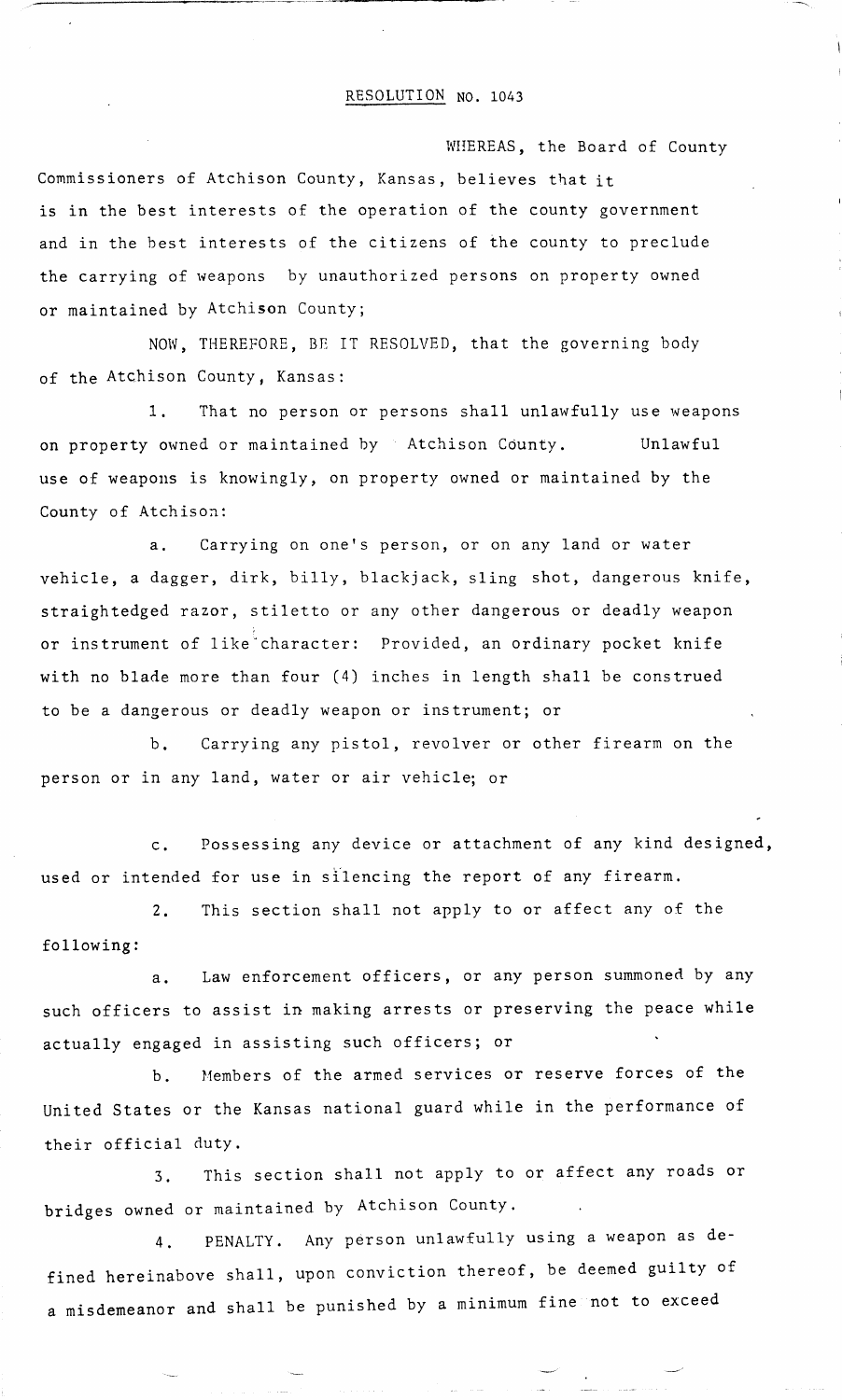# RESOLUTION NO. 1043

WHEREAS, the Board of County Commissioners of Atchison County, Kansas, believes that it is in the best interests of the operation of the county government and in the best interests of the citizens of the county to preclude the carrying of weapons by unauthorized persons on property owned or maintained by Atchison County;

NOW, THEREFORE, BE IT RESOLVED, that the governing body of the Atchison County, Kansas:

1. That no person or persons shall unlawfully use weapons on property owned or maintained by Atchison County. Unlawful use of weapons is knowingly, on property owned or maintained by the County of Atchison:

   a. Carrying on one's person, or on any land or water vehicle, a dagger, dirk, billy, blackjack, sling shot, dangerous knife, straightedged razor, stiletto or any other dangerous or deadly weapon or instrument of like character: Provided, an ordinary pocket knife with no blade more than four (4) inches in length shall be construed to be a dangerous or deadly weapon or instrument; or

   b. Carrying any pistol, revolver or other firearm on the person or in any land, water or air vehicle; or

   c. Possessing any device or attachment of any kind designed, used or intended for use in silencing the report of any firearm.

2. This section shall not apply to or affect any of the following:

   a. Law enforcement officers, or any person summoned by any such officers to assist in making arrests or preserving the peace while actually engaged in assisting such officers; or

   b. Members of the armed services or reserve forces of the United States or the Kansas national guard while in the performance of their official duty.

3. This section shall not apply to or affect any roads or bridges owned or maintained by Atchison County.

4. PENALTY. Any person unlawfully using a weapon as defined hereinabove shall, upon conviction thereof, be deemed guilty of a misdemeanor and shall be punished by a minimum fine not to exceed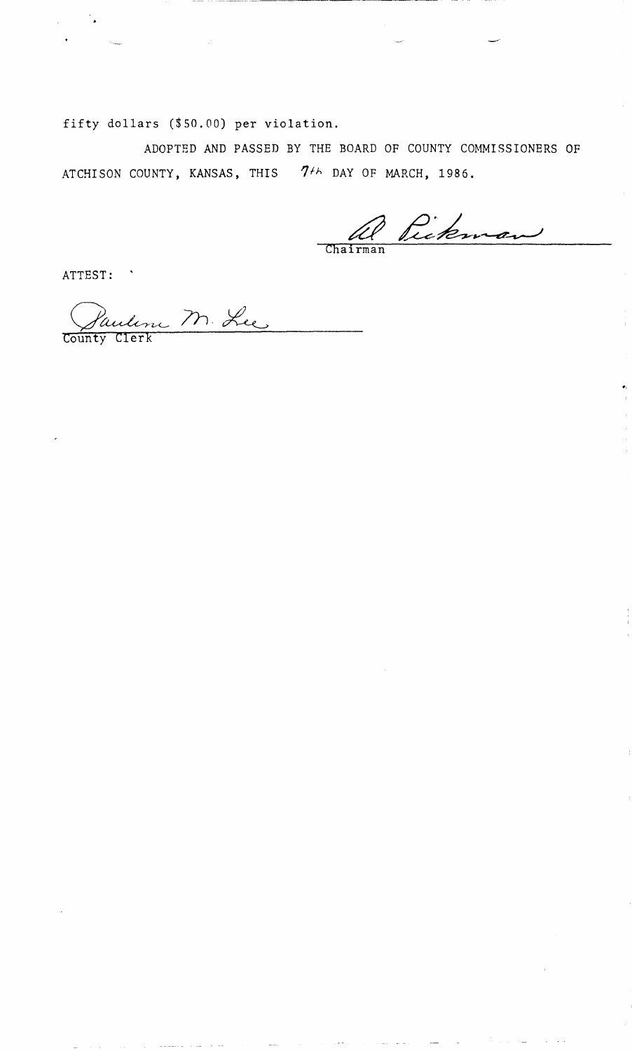fifty dollars ($50.00) per violation.

ADOPTED AND PASSED BY THE BOARD OF COUNTY COMMISSIONERS OF ATCHISON COUNTY, KANSAS, THIS 7th DAY OF MARCH, 1986.

Al Pickman

Chairman

ATTEST:

Pauline M. Lee

County Clerk